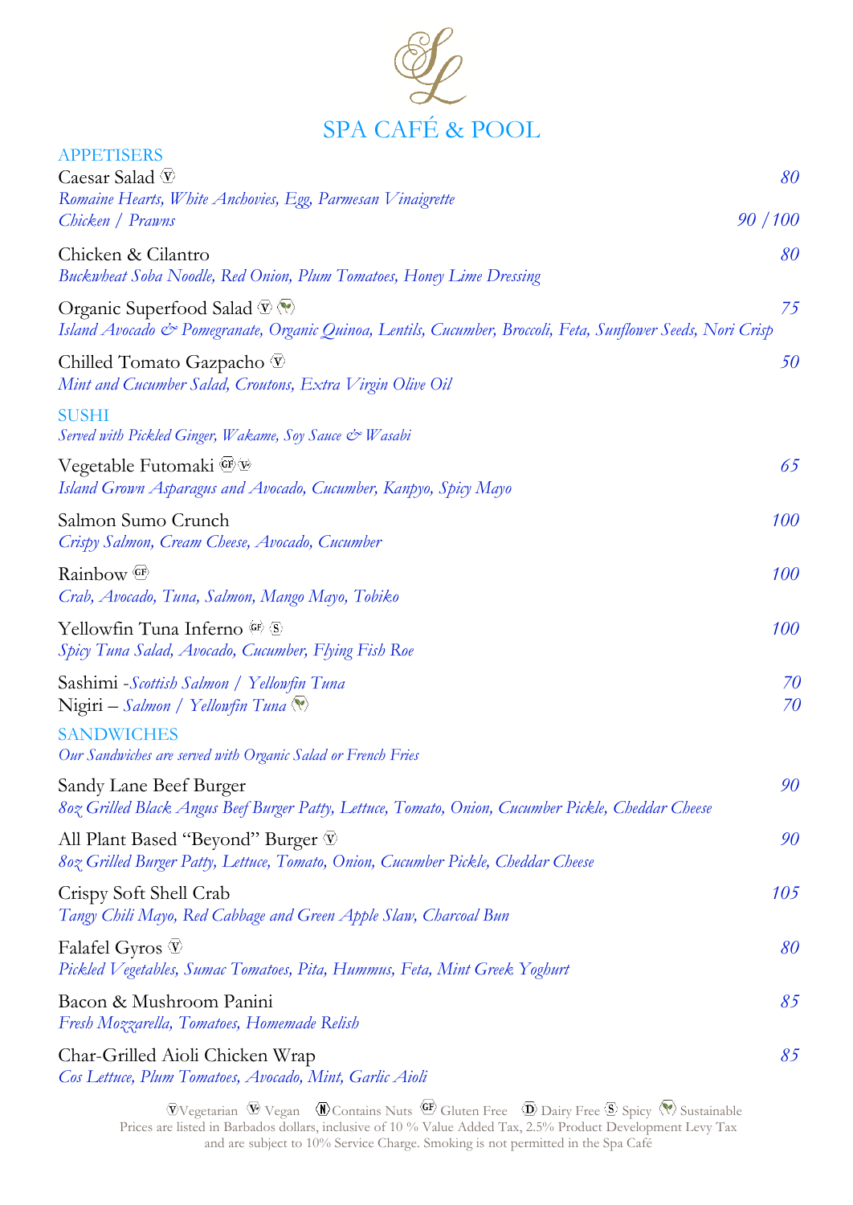# SPA CAFÉ & POOL

## APPETISERS

Caesar Salad (V) — *80*
*Romaine Hearts, White Anchovies, Egg, Parmesan Vinaigrette*
*Chicken / Prawns* — *90 / 100*

Chicken & Cilantro — *80*
*Buckwheat Soba Noodle, Red Onion, Plum Tomatoes, Honey Lime Dressing*

Organic Superfood Salad (V) (Sustainable) — *75*
*Island Avocado & Pomegranate, Organic Quinoa, Lentils, Cucumber, Broccoli, Feta, Sunflower Seeds, Nori Crisp*

Chilled Tomato Gazpacho (V) — *50*
*Mint and Cucumber Salad, Croutons, Extra Virgin Olive Oil*

## SUSHI

*Served with Pickled Ginger, Wakame, Soy Sauce & Wasabi*

Vegetable Futomaki (GF) (Ve) — *65*
*Island Grown Asparagus and Avocado, Cucumber, Kanpyo, Spicy Mayo*

Salmon Sumo Crunch — *100*
*Crispy Salmon, Cream Cheese, Avocado, Cucumber*

Rainbow (GF) — *100*
*Crab, Avocado, Tuna, Salmon, Mango Mayo, Tobiko*

Yellowfin Tuna Inferno (GF) (S) — *100*
*Spicy Tuna Salad, Avocado, Cucumber, Flying Fish Roe*

Sashimi -*Scottish Salmon / Yellowfin Tuna* — *70*
Nigiri – *Salmon / Yellowfin Tuna* (Sustainable) — *70*

## SANDWICHES

*Our Sandwiches are served with Organic Salad or French Fries*

Sandy Lane Beef Burger — *90*
*8oz Grilled Black Angus Beef Burger Patty, Lettuce, Tomato, Onion, Cucumber Pickle, Cheddar Cheese*

All Plant Based "Beyond" Burger (V) — *90*
*8oz Grilled Burger Patty, Lettuce, Tomato, Onion, Cucumber Pickle, Cheddar Cheese*

Crispy Soft Shell Crab — *105*
*Tangy Chili Mayo, Red Cabbage and Green Apple Slaw, Charcoal Bun*

Falafel Gyros (V) — *80*
*Pickled Vegetables, Sumac Tomatoes, Pita, Hummus, Feta, Mint Greek Yoghurt*

Bacon & Mushroom Panini — *85*
*Fresh Mozzarella, Tomatoes, Homemade Relish*

Char-Grilled Aioli Chicken Wrap — *85*
*Cos Lettuce, Plum Tomatoes, Avocado, Mint, Garlic Aioli*

(V) Vegetarian (Ve) Vegan (N) Contains Nuts (GF) Gluten Free (D) Dairy Free (S) Spicy (Sustainable) Sustainable

Prices are listed in Barbados dollars, inclusive of 10 % Value Added Tax, 2.5% Product Development Levy Tax and are subject to 10% Service Charge. Smoking is not permitted in the Spa Café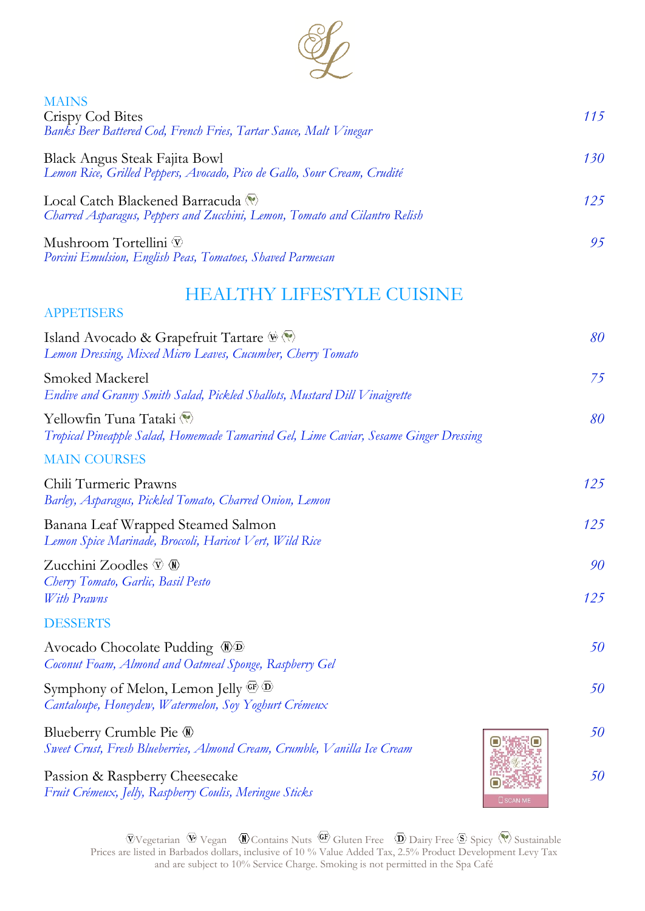## MAINS

Crispy Cod Bites — 115
*Banks Beer Battered Cod, French Fries, Tartar Sauce, Malt Vinegar*

Black Angus Steak Fajita Bowl — 130
*Lemon Rice, Grilled Peppers, Avocado, Pico de Gallo, Sour Cream, Crudité*

Local Catch Blackened Barracuda (Sustainable) — 125
*Charred Asparagus, Peppers and Zucchini, Lemon, Tomato and Cilantro Relish*

Mushroom Tortellini (V) — 95
*Porcini Emulsion, English Peas, Tomatoes, Shaved Parmesan*

# HEALTHY LIFESTYLE CUISINE

## APPETISERS

Island Avocado & Grapefruit Tartare (Vegan) (Sustainable) — 80
*Lemon Dressing, Mixed Micro Leaves, Cucumber, Cherry Tomato*

Smoked Mackerel — 75
*Endive and Granny Smith Salad, Pickled Shallots, Mustard Dill Vinaigrette*

Yellowfin Tuna Tataki (Sustainable) — 80
*Tropical Pineapple Salad, Homemade Tamarind Gel, Lime Caviar, Sesame Ginger Dressing*

## MAIN COURSES

Chili Turmeric Prawns — 125
*Barley, Asparagus, Pickled Tomato, Charred Onion, Lemon*

Banana Leaf Wrapped Steamed Salmon — 125
*Lemon Spice Marinade, Broccoli, Haricot Vert, Wild Rice*

Zucchini Zoodles (V) (N) — 90
*Cherry Tomato, Garlic, Basil Pesto*
*With Prawns* — 125

## DESSERTS

Avocado Chocolate Pudding (N) (D) — 50
*Coconut Foam, Almond and Oatmeal Sponge, Raspberry Gel*

Symphony of Melon, Lemon Jelly (GF) (D) — 50
*Cantaloupe, Honeydew, Watermelon, Soy Yoghurt Crémeux*

Blueberry Crumble Pie (N) — 50
*Sweet Crust, Fresh Blueberries, Almond Cream, Crumble, Vanilla Ice Cream*

Passion & Raspberry Cheesecake — 50
*Fruit Crémeux, Jelly, Raspberry Coulis, Meringue Sticks*

SCAN ME

(V) Vegetarian (Vegan) Vegan (N) Contains Nuts (GF) Gluten Free (D) Dairy Free (S) Spicy (Sustainable) Sustainable

Prices are listed in Barbados dollars, inclusive of 10 % Value Added Tax, 2.5% Product Development Levy Tax and are subject to 10% Service Charge. Smoking is not permitted in the Spa Café